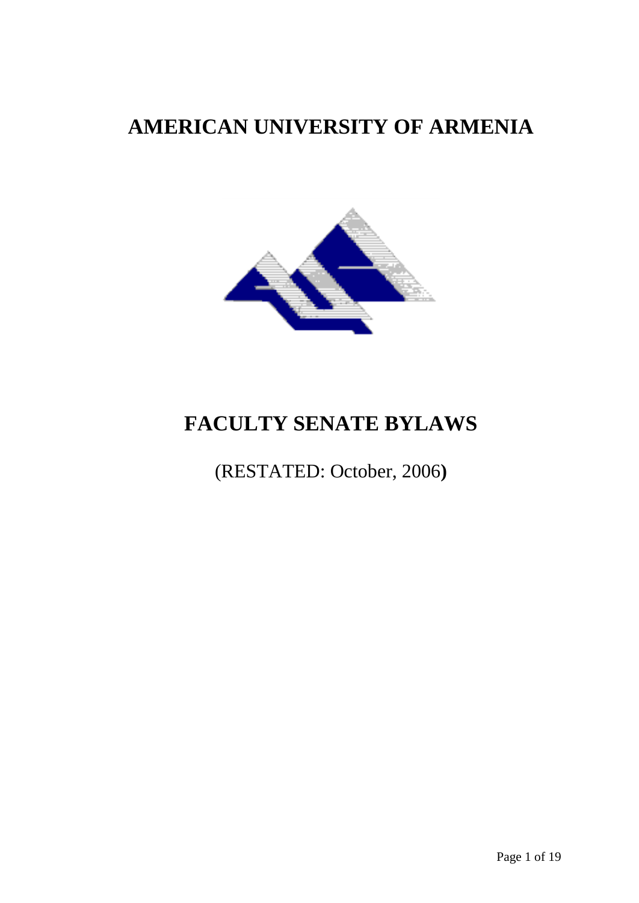# AMERICAN UNIVERSITY OF ARMENIA

# FACULTY SENATE BYLAWS

(RESTATED: October, 2006**)**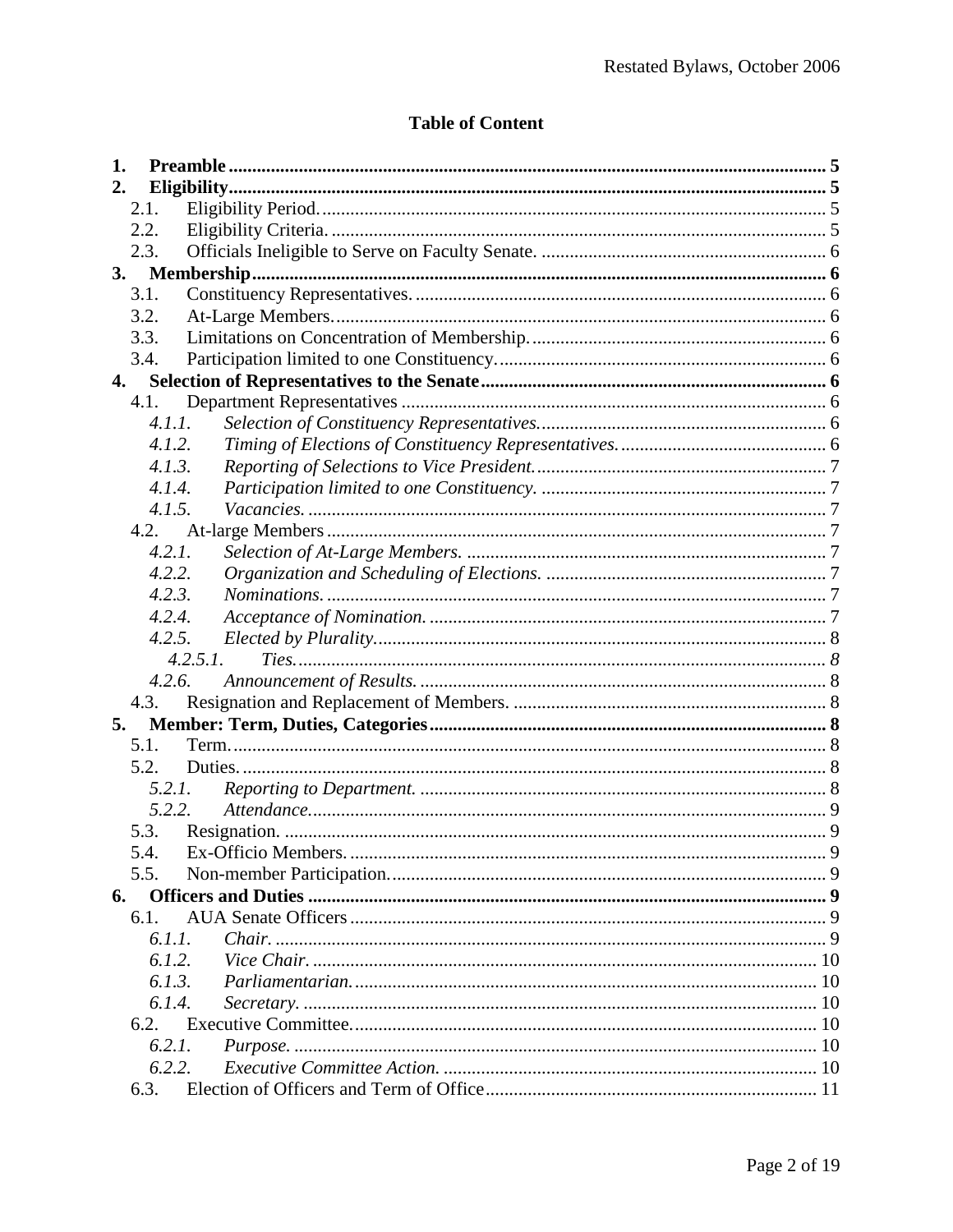## Table of Content

**1. Preamble** ..... 5

**2. Eligibility** ..... 5

- 2.1. Eligibility Period. ..... 5
- 2.2. Eligibility Criteria. ..... 5
- 2.3. Officials Ineligible to Serve on Faculty Senate. ..... 6

**3. Membership** ..... 6

- 3.1. Constituency Representatives. ..... 6
- 3.2. At-Large Members. ..... 6
- 3.3. Limitations on Concentration of Membership. ..... 6
- 3.4. Participation limited to one Constituency. ..... 6

**4. Selection of Representatives to the Senate** ..... 6

- 4.1. Department Representatives ..... 6
  - *4.1.1. Selection of Constituency Representatives.* ..... 6
  - *4.1.2. Timing of Elections of Constituency Representatives.* ..... 6
  - *4.1.3. Reporting of Selections to Vice President.* ..... 7
  - *4.1.4. Participation limited to one Constituency.* ..... 7
  - *4.1.5. Vacancies.* ..... 7
- 4.2. At-large Members ..... 7
  - *4.2.1. Selection of At-Large Members.* ..... 7
  - *4.2.2. Organization and Scheduling of Elections.* ..... 7
  - *4.2.3. Nominations.* ..... 7
  - *4.2.4. Acceptance of Nomination.* ..... 7
  - *4.2.5. Elected by Plurality.* ..... 8
    - *4.2.5.1. Ties.* ..... 8
  - *4.2.6. Announcement of Results.* ..... 8
- 4.3. Resignation and Replacement of Members. ..... 8

**5. Member: Term, Duties, Categories** ..... 8

- 5.1. Term. ..... 8
- 5.2. Duties. ..... 8
  - *5.2.1. Reporting to Department.* ..... 8
  - *5.2.2. Attendance.* ..... 9
- 5.3. Resignation. ..... 9
- 5.4. Ex-Officio Members. ..... 9
- 5.5. Non-member Participation. ..... 9

**6. Officers and Duties** ..... 9

- 6.1. AUA Senate Officers ..... 9
  - *6.1.1. Chair.* ..... 9
  - *6.1.2. Vice Chair.* ..... 10
  - *6.1.3. Parliamentarian.* ..... 10
  - *6.1.4. Secretary.* ..... 10
- 6.2. Executive Committee. ..... 10
  - *6.2.1. Purpose.* ..... 10
  - *6.2.2. Executive Committee Action.* ..... 10
- 6.3. Election of Officers and Term of Office ..... 11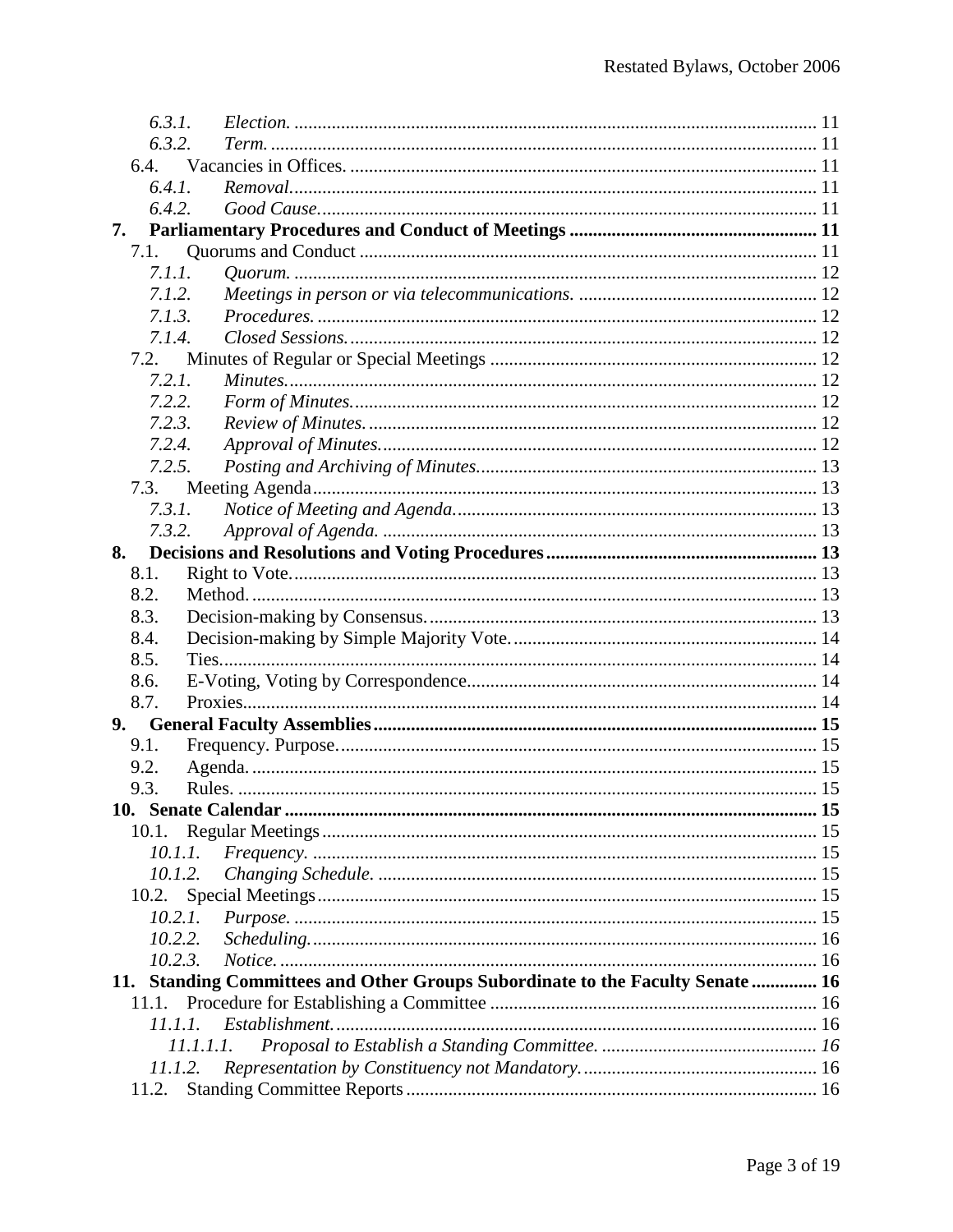6.3.1. *Election.* ............................................................................................................... 11
6.3.2. *Term.* ..................................................................................................................... 11
6.4. Vacancies in Offices. ................................................................................................... 11
6.4.1. *Removal.* ................................................................................................................ 11
6.4.2. *Good Cause.* .......................................................................................................... 11

**7. Parliamentary Procedures and Conduct of Meetings** ..................................................... 11
7.1. Quorums and Conduct ................................................................................................. 11
7.1.1. *Quorum.* ............................................................................................................... 12
7.1.2. *Meetings in person or via telecommunications.* ................................................... 12
7.1.3. *Procedures.* ........................................................................................................... 12
7.1.4. *Closed Sessions.* .................................................................................................... 12
7.2. Minutes of Regular or Special Meetings ...................................................................... 12
7.2.1. *Minutes.* ................................................................................................................ 12
7.2.2. *Form of Minutes.* .................................................................................................. 12
7.2.3. *Review of Minutes.* ............................................................................................... 12
7.2.4. *Approval of Minutes.* ............................................................................................ 12
7.2.5. *Posting and Archiving of Minutes.* ......................................................................... 13
7.3. Meeting Agenda ........................................................................................................... 13
7.3.1. *Notice of Meeting and Agenda.* ............................................................................. 13
7.3.2. *Approval of Agenda.* ............................................................................................. 13

**8. Decisions and Resolutions and Voting Procedures** .......................................................... 13
8.1. Right to Vote. ................................................................................................................ 13
8.2. Method. ........................................................................................................................ 13
8.3. Decision-making by Consensus. ................................................................................... 13
8.4. Decision-making by Simple Majority Vote. ................................................................. 14
8.5. Ties. .............................................................................................................................. 14
8.6. E-Voting, Voting by Correspondence ........................................................................... 14
8.7. Proxies .......................................................................................................................... 14

**9. General Faculty Assemblies** .............................................................................................. 15
9.1. Frequency. Purpose. ..................................................................................................... 15
9.2. Agenda. ........................................................................................................................ 15
9.3. Rules. ........................................................................................................................... 15

**10. Senate Calendar** ................................................................................................................. 15
10.1. Regular Meetings ........................................................................................................ 15
10.1.1. *Frequency.* ........................................................................................................... 15
10.1.2. *Changing Schedule.* ............................................................................................. 15
10.2. Special Meetings ......................................................................................................... 15
10.2.1. *Purpose.* ............................................................................................................... 15
10.2.2. *Scheduling.* .......................................................................................................... 16
10.2.3. *Notice.* .................................................................................................................. 16

**11. Standing Committees and Other Groups Subordinate to the Faculty Senate** ............. 16
11.1. Procedure for Establishing a Committee ..................................................................... 16
11.1.1. *Establishment.* ...................................................................................................... 16
11.1.1.1. *Proposal to Establish a Standing Committee.* ............................................. *16*
11.1.2. *Representation by Constituency not Mandatory.* ................................................. 16
11.2. Standing Committee Reports ....................................................................................... 16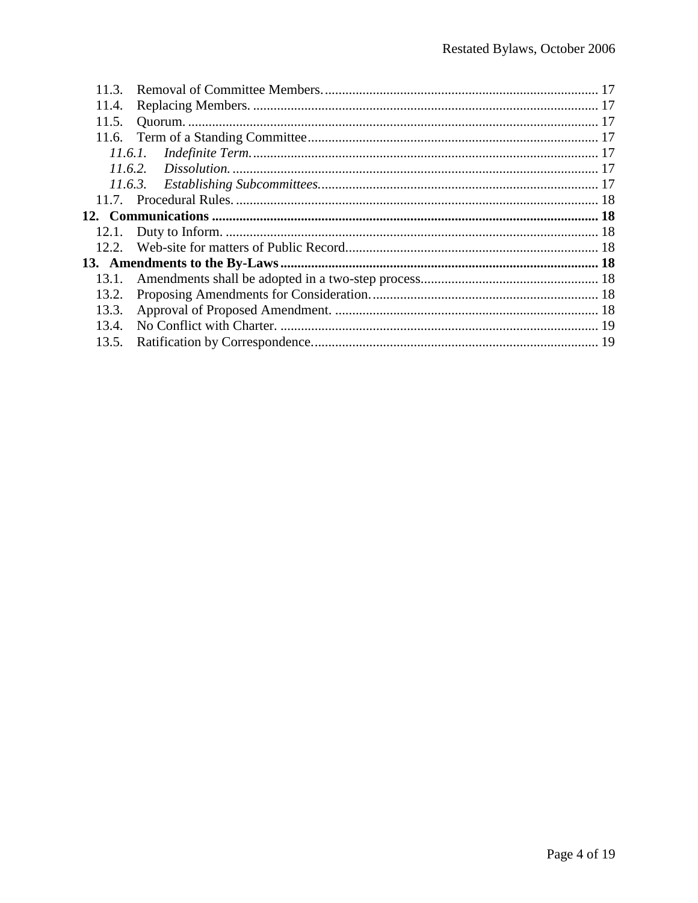- 11.3. Removal of Committee Members. 17
- 11.4. Replacing Members. 17
- 11.5. Quorum. 17
- 11.6. Term of a Standing Committee 17
  - *11.6.1. Indefinite Term.* 17
  - *11.6.2. Dissolution.* 17
  - *11.6.3. Establishing Subcommittees.* 17
- 11.7. Procedural Rules. 18

**12. Communications 18**

- 12.1. Duty to Inform. 18
- 12.2. Web-site for matters of Public Record 18

**13. Amendments to the By-Laws 18**

- 13.1. Amendments shall be adopted in a two-step process 18
- 13.2. Proposing Amendments for Consideration. 18
- 13.3. Approval of Proposed Amendment. 18
- 13.4. No Conflict with Charter. 19
- 13.5. Ratification by Correspondence. 19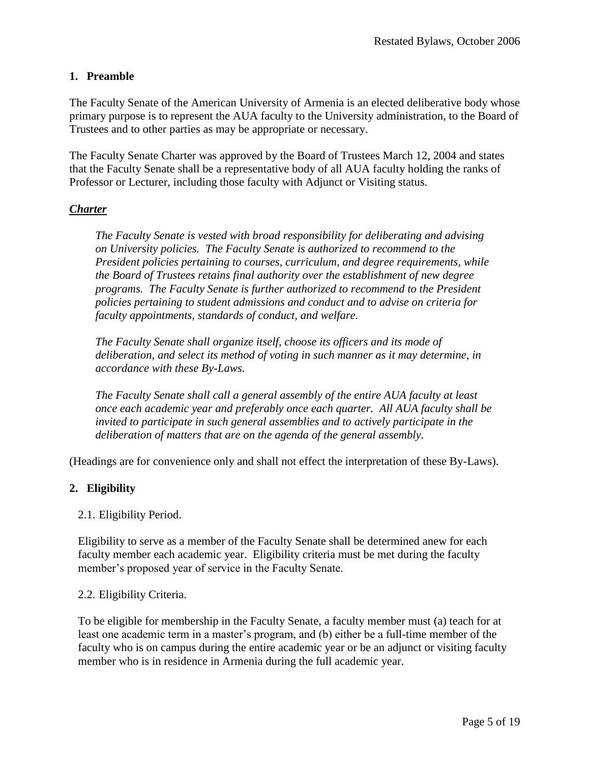## 1. Preamble

The Faculty Senate of the American University of Armenia is an elected deliberative body whose primary purpose is to represent the AUA faculty to the University administration, to the Board of Trustees and to other parties as may be appropriate or necessary.

The Faculty Senate Charter was approved by the Board of Trustees March 12, 2004 and states that the Faculty Senate shall be a representative body of all AUA faculty holding the ranks of Professor or Lecturer, including those faculty with Adjunct or Visiting status.

***Charter***

> *The Faculty Senate is vested with broad responsibility for deliberating and advising on University policies. The Faculty Senate is authorized to recommend to the President policies pertaining to courses, curriculum, and degree requirements, while the Board of Trustees retains final authority over the establishment of new degree programs. The Faculty Senate is further authorized to recommend to the President policies pertaining to student admissions and conduct and to advise on criteria for faculty appointments, standards of conduct, and welfare.*
>
> *The Faculty Senate shall organize itself, choose its officers and its mode of deliberation, and select its method of voting in such manner as it may determine, in accordance with these By-Laws.*
>
> *The Faculty Senate shall call a general assembly of the entire AUA faculty at least once each academic year and preferably once each quarter. All AUA faculty shall be invited to participate in such general assemblies and to actively participate in the deliberation of matters that are on the agenda of the general assembly.*

(Headings are for convenience only and shall not effect the interpretation of these By-Laws).

## 2. Eligibility

2.1. Eligibility Period.

Eligibility to serve as a member of the Faculty Senate shall be determined anew for each faculty member each academic year. Eligibility criteria must be met during the faculty member's proposed year of service in the Faculty Senate.

2.2. Eligibility Criteria.

To be eligible for membership in the Faculty Senate, a faculty member must (a) teach for at least one academic term in a master's program, and (b) either be a full-time member of the faculty who is on campus during the entire academic year or be an adjunct or visiting faculty member who is in residence in Armenia during the full academic year.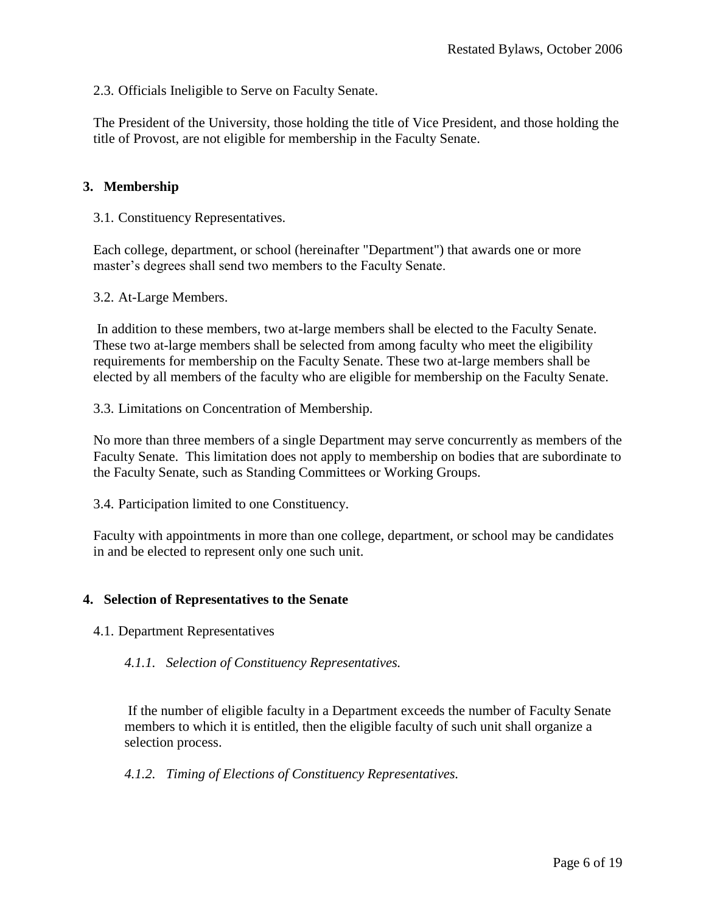2.3. Officials Ineligible to Serve on Faculty Senate.

The President of the University, those holding the title of Vice President, and those holding the title of Provost, are not eligible for membership in the Faculty Senate.

## 3. Membership

3.1. Constituency Representatives.

Each college, department, or school (hereinafter "Department") that awards one or more master's degrees shall send two members to the Faculty Senate.

3.2. At-Large Members.

In addition to these members, two at-large members shall be elected to the Faculty Senate. These two at-large members shall be selected from among faculty who meet the eligibility requirements for membership on the Faculty Senate. These two at-large members shall be elected by all members of the faculty who are eligible for membership on the Faculty Senate.

3.3. Limitations on Concentration of Membership.

No more than three members of a single Department may serve concurrently as members of the Faculty Senate. This limitation does not apply to membership on bodies that are subordinate to the Faculty Senate, such as Standing Committees or Working Groups.

3.4. Participation limited to one Constituency.

Faculty with appointments in more than one college, department, or school may be candidates in and be elected to represent only one such unit.

## 4. Selection of Representatives to the Senate

4.1. Department Representatives

*4.1.1. Selection of Constituency Representatives.*

If the number of eligible faculty in a Department exceeds the number of Faculty Senate members to which it is entitled, then the eligible faculty of such unit shall organize a selection process.

*4.1.2. Timing of Elections of Constituency Representatives.*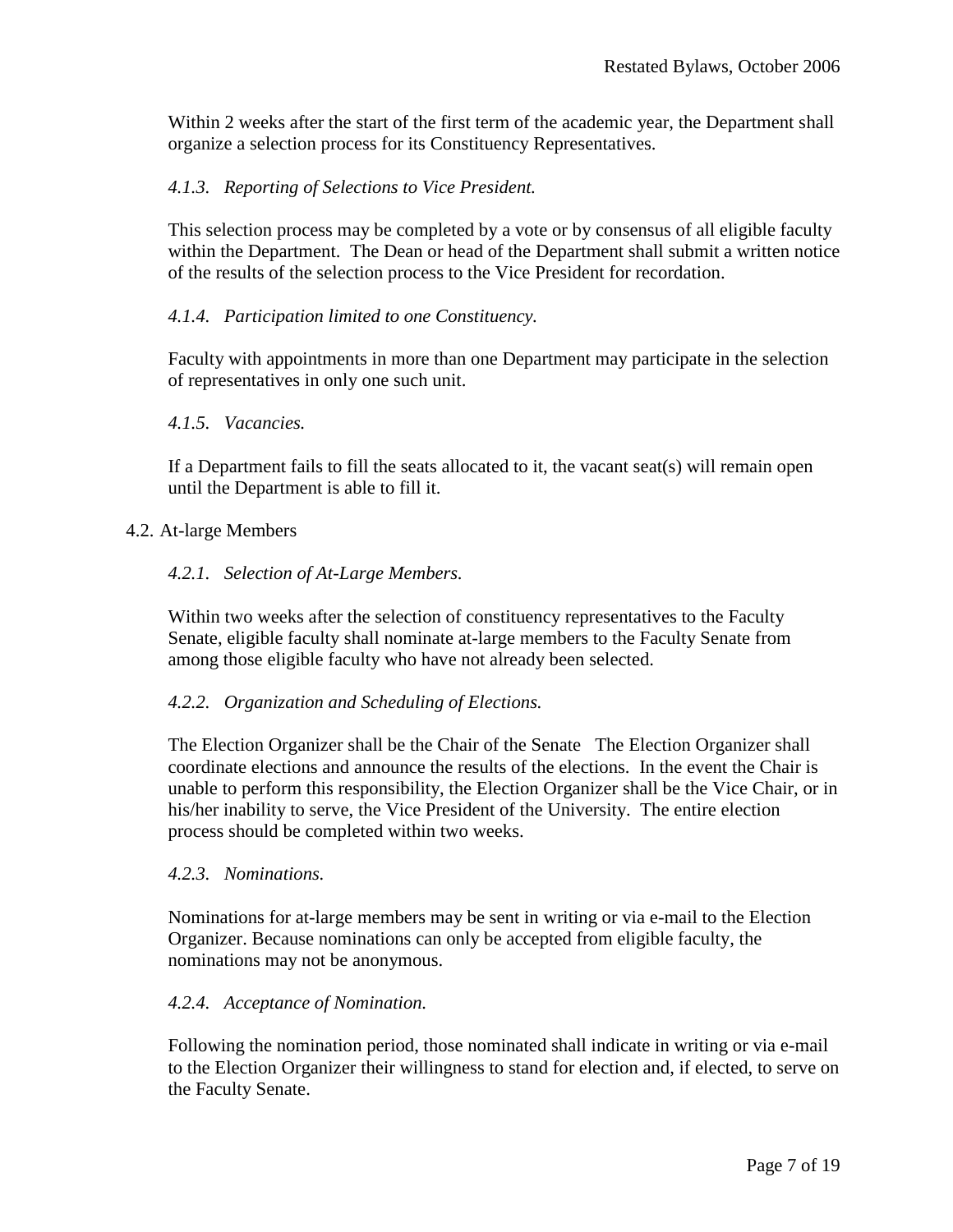Within 2 weeks after the start of the first term of the academic year, the Department shall organize a selection process for its Constituency Representatives.

#### *4.1.3. Reporting of Selections to Vice President.*

This selection process may be completed by a vote or by consensus of all eligible faculty within the Department. The Dean or head of the Department shall submit a written notice of the results of the selection process to the Vice President for recordation.

#### *4.1.4. Participation limited to one Constituency.*

Faculty with appointments in more than one Department may participate in the selection of representatives in only one such unit.

#### *4.1.5. Vacancies.*

If a Department fails to fill the seats allocated to it, the vacant seat(s) will remain open until the Department is able to fill it.

### 4.2. At-large Members

#### *4.2.1. Selection of At-Large Members.*

Within two weeks after the selection of constituency representatives to the Faculty Senate, eligible faculty shall nominate at-large members to the Faculty Senate from among those eligible faculty who have not already been selected.

#### *4.2.2. Organization and Scheduling of Elections.*

The Election Organizer shall be the Chair of the Senate The Election Organizer shall coordinate elections and announce the results of the elections. In the event the Chair is unable to perform this responsibility, the Election Organizer shall be the Vice Chair, or in his/her inability to serve, the Vice President of the University. The entire election process should be completed within two weeks.

#### *4.2.3. Nominations.*

Nominations for at-large members may be sent in writing or via e-mail to the Election Organizer. Because nominations can only be accepted from eligible faculty, the nominations may not be anonymous.

#### *4.2.4. Acceptance of Nomination.*

Following the nomination period, those nominated shall indicate in writing or via e-mail to the Election Organizer their willingness to stand for election and, if elected, to serve on the Faculty Senate.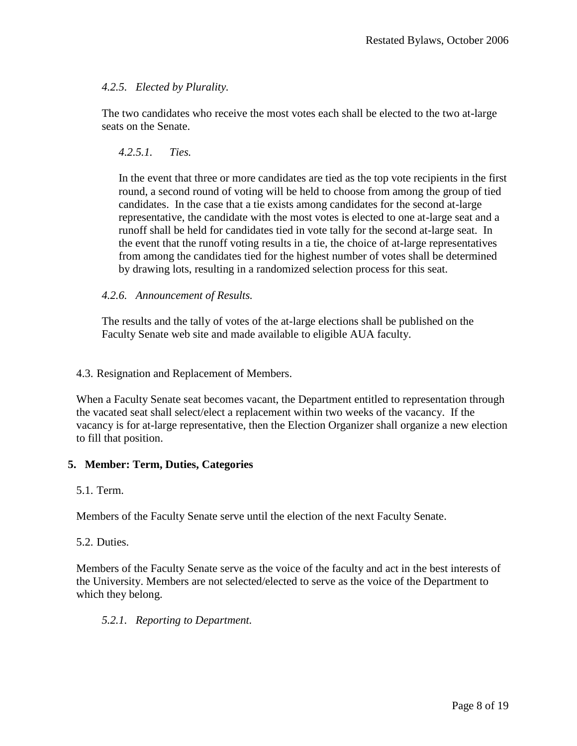*4.2.5. Elected by Plurality.*

The two candidates who receive the most votes each shall be elected to the two at-large seats on the Senate.

*4.2.5.1. Ties.*

In the event that three or more candidates are tied as the top vote recipients in the first round, a second round of voting will be held to choose from among the group of tied candidates. In the case that a tie exists among candidates for the second at-large representative, the candidate with the most votes is elected to one at-large seat and a runoff shall be held for candidates tied in vote tally for the second at-large seat. In the event that the runoff voting results in a tie, the choice of at-large representatives from among the candidates tied for the highest number of votes shall be determined by drawing lots, resulting in a randomized selection process for this seat.

*4.2.6. Announcement of Results.*

The results and the tally of votes of the at-large elections shall be published on the Faculty Senate web site and made available to eligible AUA faculty.

4.3. Resignation and Replacement of Members.

When a Faculty Senate seat becomes vacant, the Department entitled to representation through the vacated seat shall select/elect a replacement within two weeks of the vacancy. If the vacancy is for at-large representative, then the Election Organizer shall organize a new election to fill that position.

## 5. Member: Term, Duties, Categories

5.1. Term.

Members of the Faculty Senate serve until the election of the next Faculty Senate.

5.2. Duties.

Members of the Faculty Senate serve as the voice of the faculty and act in the best interests of the University. Members are not selected/elected to serve as the voice of the Department to which they belong.

*5.2.1. Reporting to Department.*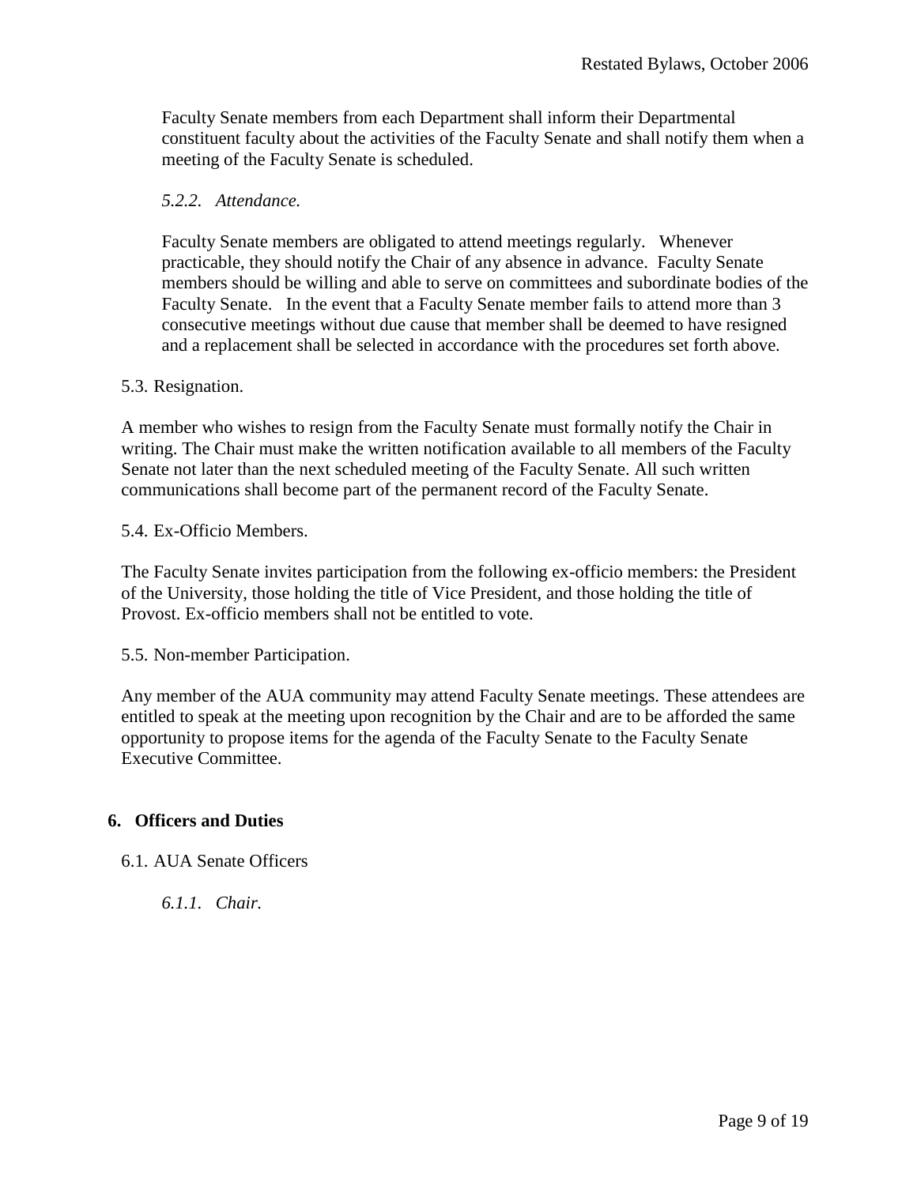Faculty Senate members from each Department shall inform their Departmental constituent faculty about the activities of the Faculty Senate and shall notify them when a meeting of the Faculty Senate is scheduled.

#### *5.2.2. Attendance.*

Faculty Senate members are obligated to attend meetings regularly. Whenever practicable, they should notify the Chair of any absence in advance. Faculty Senate members should be willing and able to serve on committees and subordinate bodies of the Faculty Senate. In the event that a Faculty Senate member fails to attend more than 3 consecutive meetings without due cause that member shall be deemed to have resigned and a replacement shall be selected in accordance with the procedures set forth above.

### 5.3. Resignation.

A member who wishes to resign from the Faculty Senate must formally notify the Chair in writing. The Chair must make the written notification available to all members of the Faculty Senate not later than the next scheduled meeting of the Faculty Senate. All such written communications shall become part of the permanent record of the Faculty Senate.

### 5.4. Ex-Officio Members.

The Faculty Senate invites participation from the following ex-officio members: the President of the University, those holding the title of Vice President, and those holding the title of Provost. Ex-officio members shall not be entitled to vote.

### 5.5. Non-member Participation.

Any member of the AUA community may attend Faculty Senate meetings. These attendees are entitled to speak at the meeting upon recognition by the Chair and are to be afforded the same opportunity to propose items for the agenda of the Faculty Senate to the Faculty Senate Executive Committee.

## 6. Officers and Duties

### 6.1. AUA Senate Officers

#### *6.1.1. Chair.*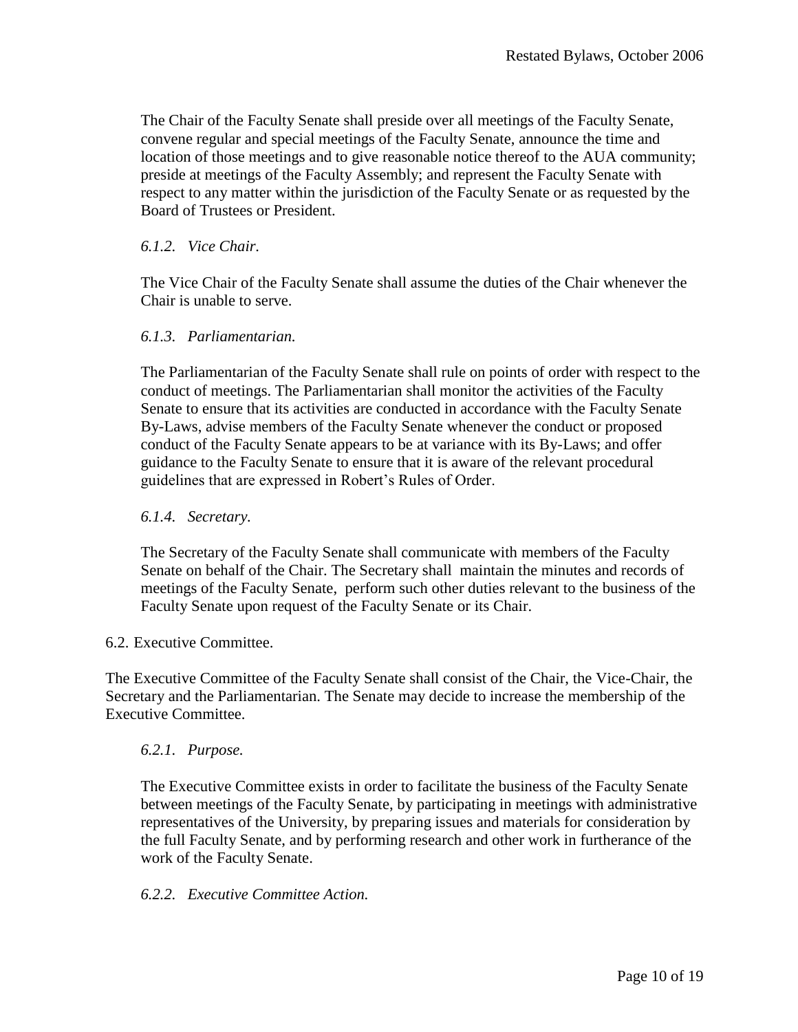The Chair of the Faculty Senate shall preside over all meetings of the Faculty Senate, convene regular and special meetings of the Faculty Senate, announce the time and location of those meetings and to give reasonable notice thereof to the AUA community; preside at meetings of the Faculty Assembly; and represent the Faculty Senate with respect to any matter within the jurisdiction of the Faculty Senate or as requested by the Board of Trustees or President.

*6.1.2. Vice Chair.*

The Vice Chair of the Faculty Senate shall assume the duties of the Chair whenever the Chair is unable to serve.

*6.1.3. Parliamentarian.*

The Parliamentarian of the Faculty Senate shall rule on points of order with respect to the conduct of meetings. The Parliamentarian shall monitor the activities of the Faculty Senate to ensure that its activities are conducted in accordance with the Faculty Senate By-Laws, advise members of the Faculty Senate whenever the conduct or proposed conduct of the Faculty Senate appears to be at variance with its By-Laws; and offer guidance to the Faculty Senate to ensure that it is aware of the relevant procedural guidelines that are expressed in Robert's Rules of Order.

*6.1.4. Secretary.*

The Secretary of the Faculty Senate shall communicate with members of the Faculty Senate on behalf of the Chair. The Secretary shall maintain the minutes and records of meetings of the Faculty Senate, perform such other duties relevant to the business of the Faculty Senate upon request of the Faculty Senate or its Chair.

6.2. Executive Committee.

The Executive Committee of the Faculty Senate shall consist of the Chair, the Vice-Chair, the Secretary and the Parliamentarian. The Senate may decide to increase the membership of the Executive Committee.

*6.2.1. Purpose.*

The Executive Committee exists in order to facilitate the business of the Faculty Senate between meetings of the Faculty Senate, by participating in meetings with administrative representatives of the University, by preparing issues and materials for consideration by the full Faculty Senate, and by performing research and other work in furtherance of the work of the Faculty Senate.

*6.2.2. Executive Committee Action.*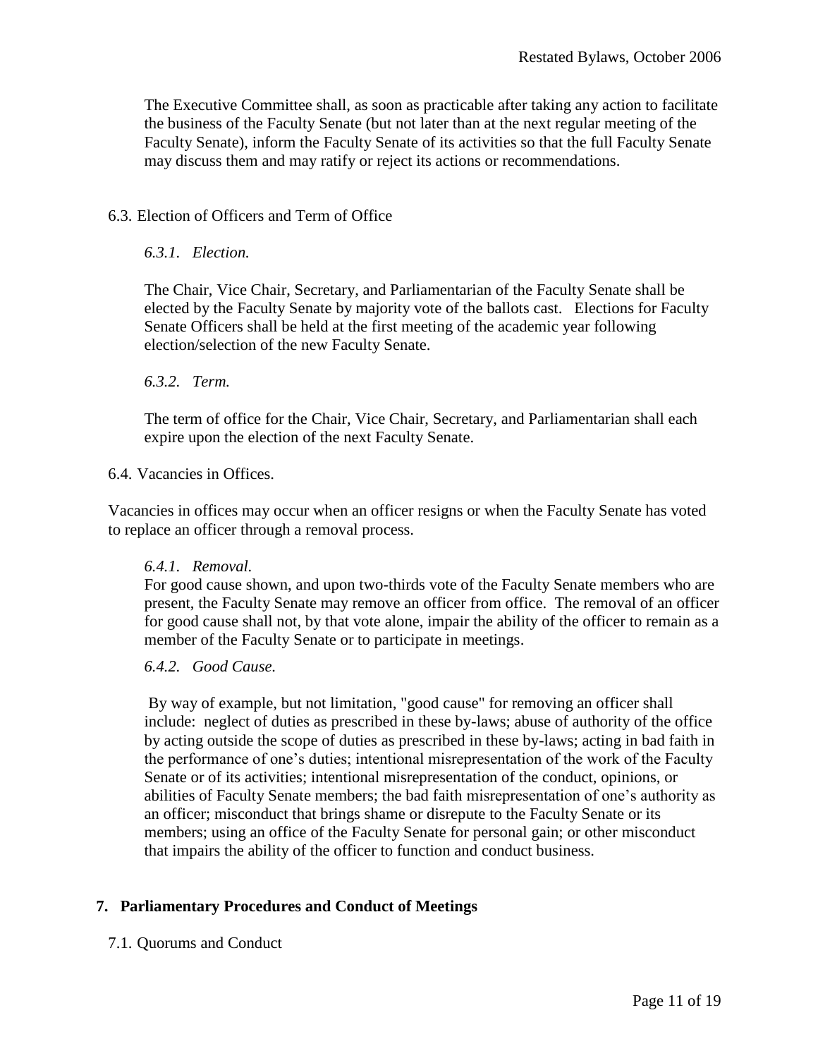The Executive Committee shall, as soon as practicable after taking any action to facilitate the business of the Faculty Senate (but not later than at the next regular meeting of the Faculty Senate), inform the Faculty Senate of its activities so that the full Faculty Senate may discuss them and may ratify or reject its actions or recommendations.

### 6.3. Election of Officers and Term of Office

#### *6.3.1. Election.*

The Chair, Vice Chair, Secretary, and Parliamentarian of the Faculty Senate shall be elected by the Faculty Senate by majority vote of the ballots cast. Elections for Faculty Senate Officers shall be held at the first meeting of the academic year following election/selection of the new Faculty Senate.

#### *6.3.2. Term.*

The term of office for the Chair, Vice Chair, Secretary, and Parliamentarian shall each expire upon the election of the next Faculty Senate.

### 6.4. Vacancies in Offices.

Vacancies in offices may occur when an officer resigns or when the Faculty Senate has voted to replace an officer through a removal process.

#### *6.4.1. Removal.*

For good cause shown, and upon two-thirds vote of the Faculty Senate members who are present, the Faculty Senate may remove an officer from office. The removal of an officer for good cause shall not, by that vote alone, impair the ability of the officer to remain as a member of the Faculty Senate or to participate in meetings.

#### *6.4.2. Good Cause.*

By way of example, but not limitation, "good cause" for removing an officer shall include: neglect of duties as prescribed in these by-laws; abuse of authority of the office by acting outside the scope of duties as prescribed in these by-laws; acting in bad faith in the performance of one's duties; intentional misrepresentation of the work of the Faculty Senate or of its activities; intentional misrepresentation of the conduct, opinions, or abilities of Faculty Senate members; the bad faith misrepresentation of one's authority as an officer; misconduct that brings shame or disrepute to the Faculty Senate or its members; using an office of the Faculty Senate for personal gain; or other misconduct that impairs the ability of the officer to function and conduct business.

## 7. Parliamentary Procedures and Conduct of Meetings

### 7.1. Quorums and Conduct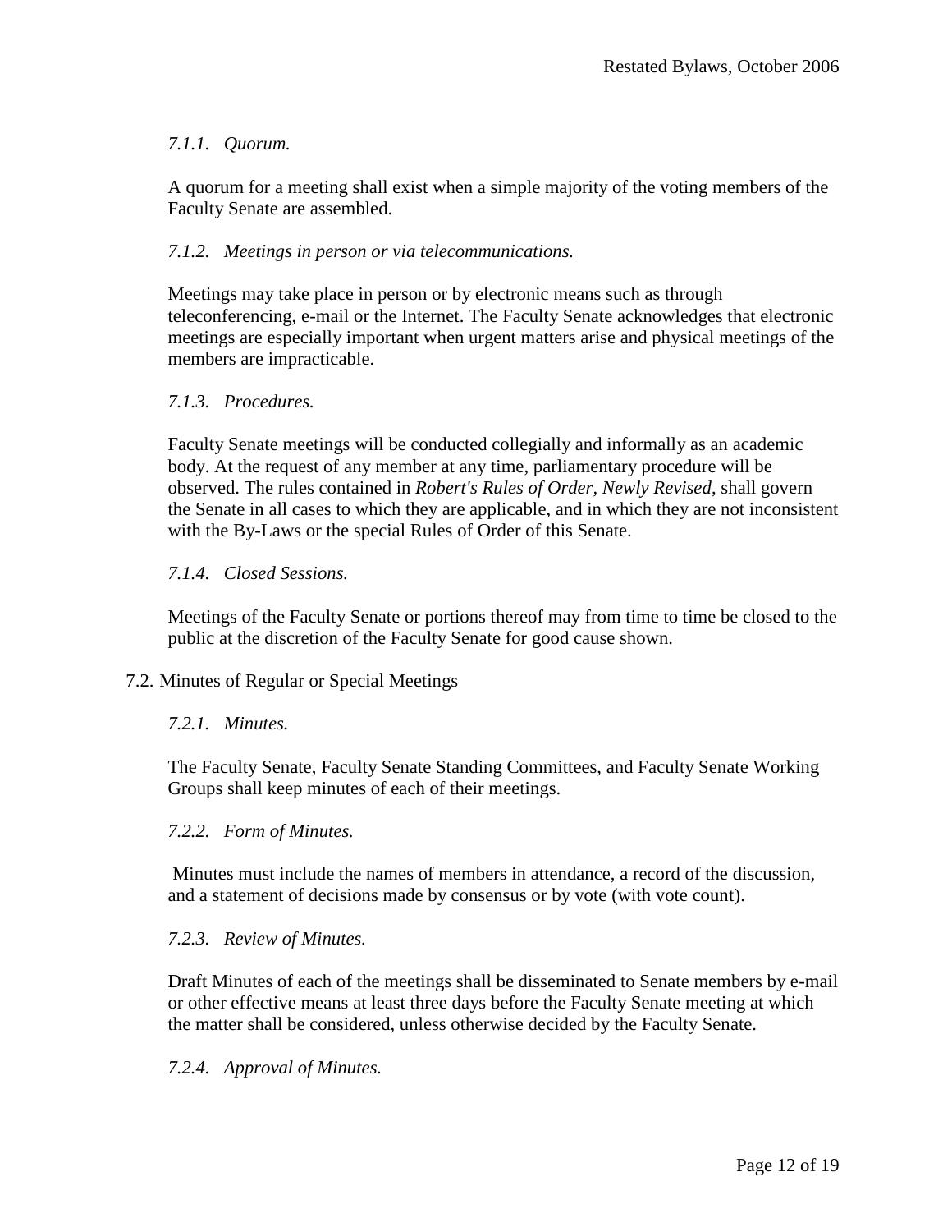#### *7.1.1. Quorum.*

A quorum for a meeting shall exist when a simple majority of the voting members of the Faculty Senate are assembled.

#### *7.1.2. Meetings in person or via telecommunications.*

Meetings may take place in person or by electronic means such as through teleconferencing, e-mail or the Internet. The Faculty Senate acknowledges that electronic meetings are especially important when urgent matters arise and physical meetings of the members are impracticable.

#### *7.1.3. Procedures.*

Faculty Senate meetings will be conducted collegially and informally as an academic body. At the request of any member at any time, parliamentary procedure will be observed. The rules contained in *Robert's Rules of Order, Newly Revised*, shall govern the Senate in all cases to which they are applicable, and in which they are not inconsistent with the By-Laws or the special Rules of Order of this Senate.

#### *7.1.4. Closed Sessions.*

Meetings of the Faculty Senate or portions thereof may from time to time be closed to the public at the discretion of the Faculty Senate for good cause shown.

### 7.2. Minutes of Regular or Special Meetings

#### *7.2.1. Minutes.*

The Faculty Senate, Faculty Senate Standing Committees, and Faculty Senate Working Groups shall keep minutes of each of their meetings.

#### *7.2.2. Form of Minutes.*

Minutes must include the names of members in attendance, a record of the discussion, and a statement of decisions made by consensus or by vote (with vote count).

#### *7.2.3. Review of Minutes.*

Draft Minutes of each of the meetings shall be disseminated to Senate members by e-mail or other effective means at least three days before the Faculty Senate meeting at which the matter shall be considered, unless otherwise decided by the Faculty Senate.

#### *7.2.4. Approval of Minutes.*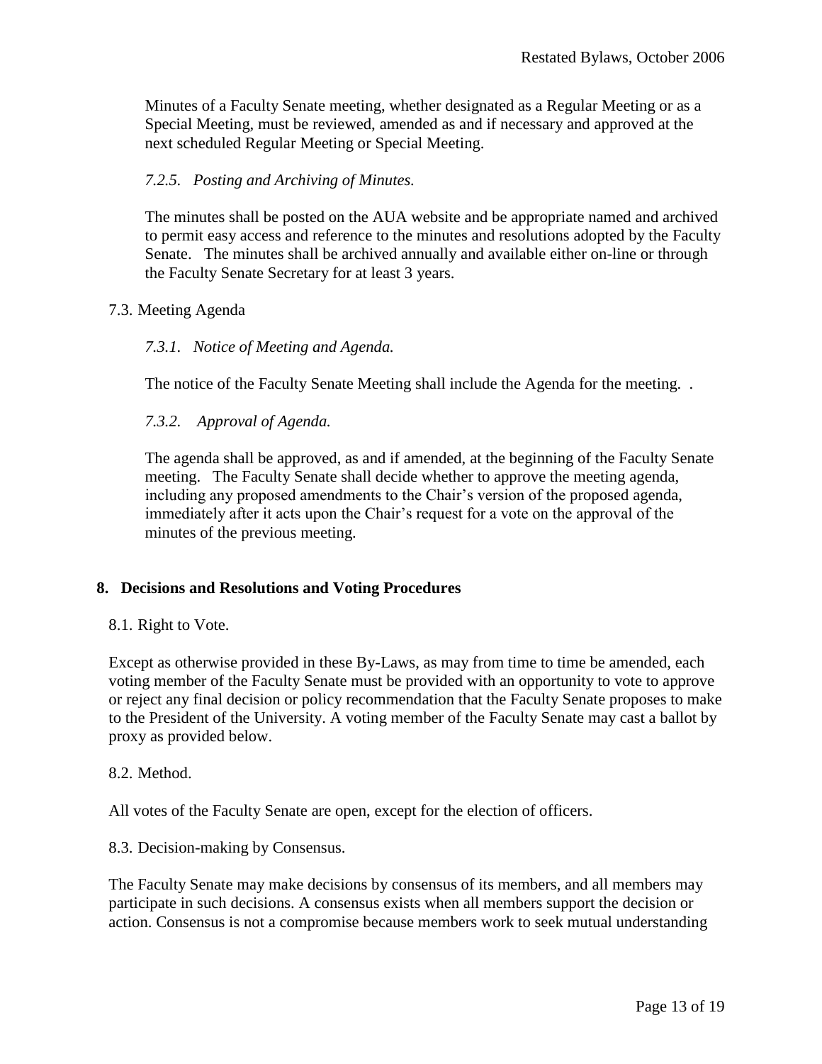Minutes of a Faculty Senate meeting, whether designated as a Regular Meeting or as a Special Meeting, must be reviewed, amended as and if necessary and approved at the next scheduled Regular Meeting or Special Meeting.

*7.2.5. Posting and Archiving of Minutes.*

The minutes shall be posted on the AUA website and be appropriate named and archived to permit easy access and reference to the minutes and resolutions adopted by the Faculty Senate. The minutes shall be archived annually and available either on-line or through the Faculty Senate Secretary for at least 3 years.

7.3. Meeting Agenda

*7.3.1. Notice of Meeting and Agenda.*

The notice of the Faculty Senate Meeting shall include the Agenda for the meeting. .

*7.3.2. Approval of Agenda.*

The agenda shall be approved, as and if amended, at the beginning of the Faculty Senate meeting. The Faculty Senate shall decide whether to approve the meeting agenda, including any proposed amendments to the Chair's version of the proposed agenda, immediately after it acts upon the Chair's request for a vote on the approval of the minutes of the previous meeting.

## 8. Decisions and Resolutions and Voting Procedures

8.1. Right to Vote.

Except as otherwise provided in these By-Laws, as may from time to time be amended, each voting member of the Faculty Senate must be provided with an opportunity to vote to approve or reject any final decision or policy recommendation that the Faculty Senate proposes to make to the President of the University. A voting member of the Faculty Senate may cast a ballot by proxy as provided below.

8.2. Method.

All votes of the Faculty Senate are open, except for the election of officers.

8.3. Decision-making by Consensus.

The Faculty Senate may make decisions by consensus of its members, and all members may participate in such decisions. A consensus exists when all members support the decision or action. Consensus is not a compromise because members work to seek mutual understanding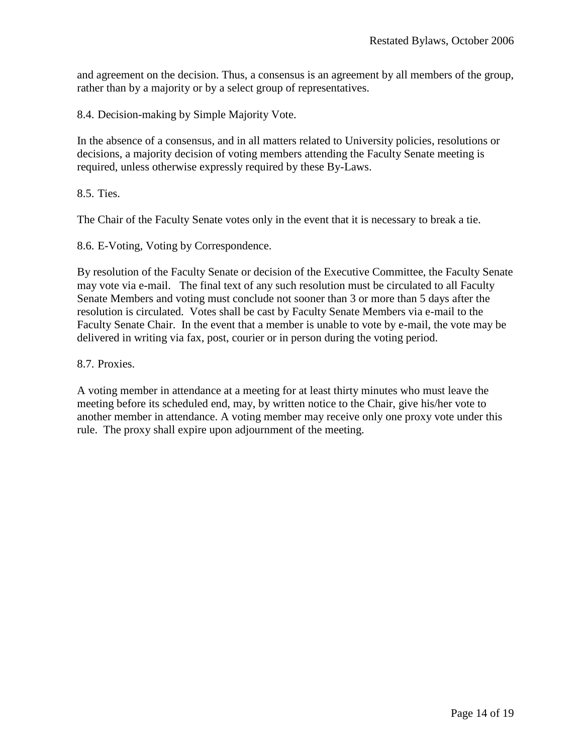and agreement on the decision. Thus, a consensus is an agreement by all members of the group, rather than by a majority or by a select group of representatives.

8.4. Decision-making by Simple Majority Vote.

In the absence of a consensus, and in all matters related to University policies, resolutions or decisions, a majority decision of voting members attending the Faculty Senate meeting is required, unless otherwise expressly required by these By-Laws.

8.5. Ties.

The Chair of the Faculty Senate votes only in the event that it is necessary to break a tie.

8.6. E-Voting, Voting by Correspondence.

By resolution of the Faculty Senate or decision of the Executive Committee, the Faculty Senate may vote via e-mail. The final text of any such resolution must be circulated to all Faculty Senate Members and voting must conclude not sooner than 3 or more than 5 days after the resolution is circulated. Votes shall be cast by Faculty Senate Members via e-mail to the Faculty Senate Chair. In the event that a member is unable to vote by e-mail, the vote may be delivered in writing via fax, post, courier or in person during the voting period.

8.7. Proxies.

A voting member in attendance at a meeting for at least thirty minutes who must leave the meeting before its scheduled end, may, by written notice to the Chair, give his/her vote to another member in attendance. A voting member may receive only one proxy vote under this rule. The proxy shall expire upon adjournment of the meeting.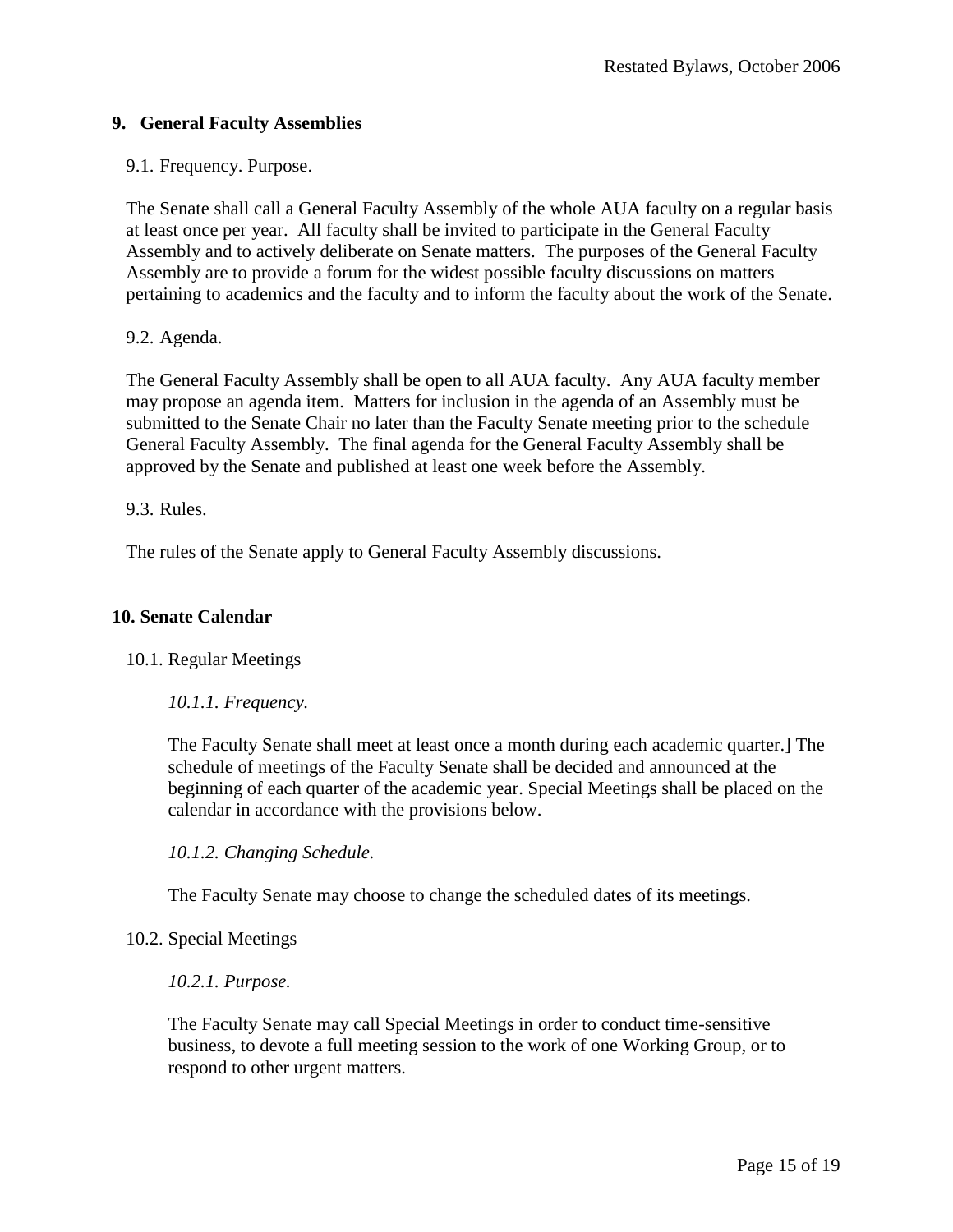## 9. General Faculty Assemblies

9.1. Frequency. Purpose.

The Senate shall call a General Faculty Assembly of the whole AUA faculty on a regular basis at least once per year. All faculty shall be invited to participate in the General Faculty Assembly and to actively deliberate on Senate matters. The purposes of the General Faculty Assembly are to provide a forum for the widest possible faculty discussions on matters pertaining to academics and the faculty and to inform the faculty about the work of the Senate.

9.2. Agenda.

The General Faculty Assembly shall be open to all AUA faculty. Any AUA faculty member may propose an agenda item. Matters for inclusion in the agenda of an Assembly must be submitted to the Senate Chair no later than the Faculty Senate meeting prior to the schedule General Faculty Assembly. The final agenda for the General Faculty Assembly shall be approved by the Senate and published at least one week before the Assembly.

9.3. Rules.

The rules of the Senate apply to General Faculty Assembly discussions.

## 10. Senate Calendar

10.1. Regular Meetings

*10.1.1. Frequency.*

The Faculty Senate shall meet at least once a month during each academic quarter.] The schedule of meetings of the Faculty Senate shall be decided and announced at the beginning of each quarter of the academic year. Special Meetings shall be placed on the calendar in accordance with the provisions below.

*10.1.2. Changing Schedule.*

The Faculty Senate may choose to change the scheduled dates of its meetings.

10.2. Special Meetings

*10.2.1. Purpose.*

The Faculty Senate may call Special Meetings in order to conduct time-sensitive business, to devote a full meeting session to the work of one Working Group, or to respond to other urgent matters.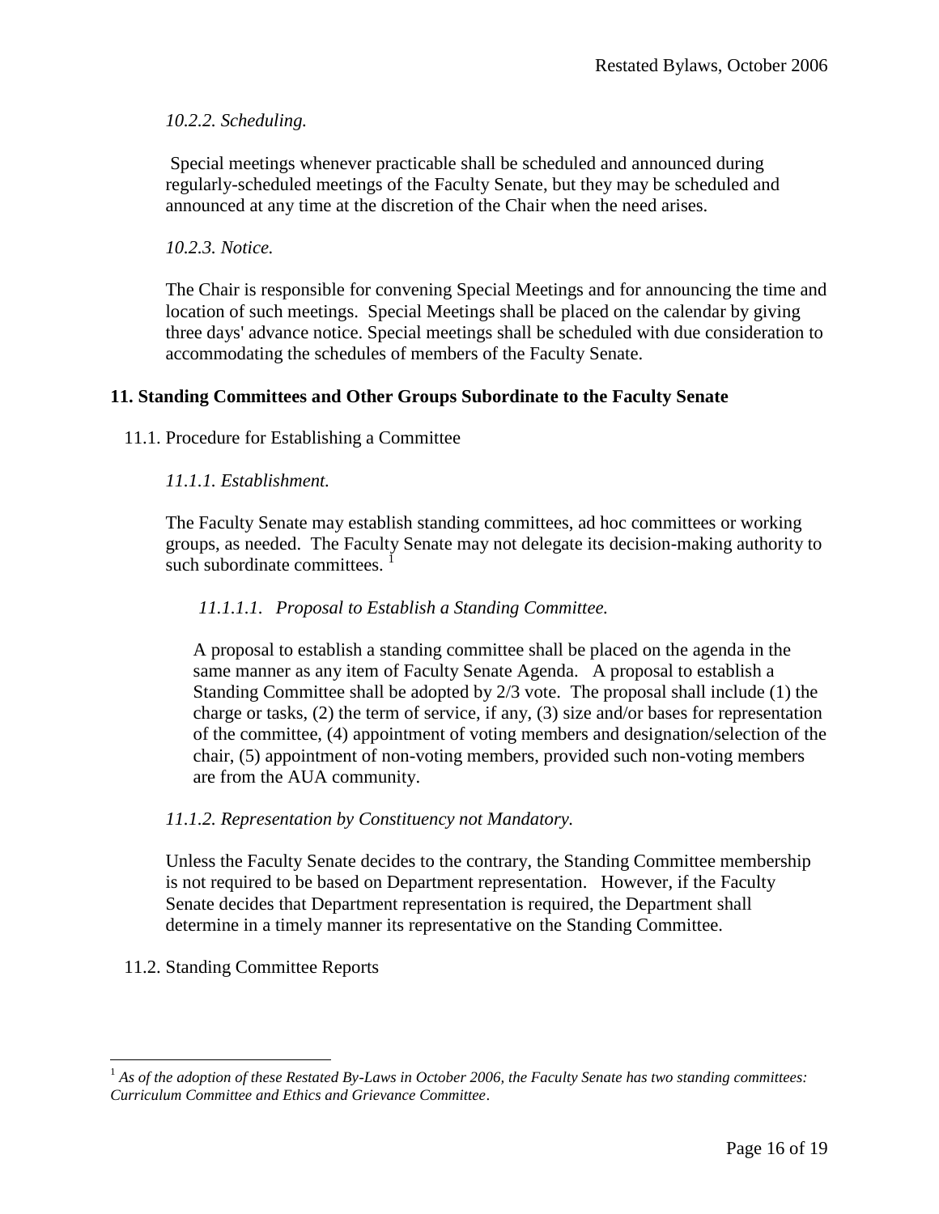*10.2.2. Scheduling.*

Special meetings whenever practicable shall be scheduled and announced during regularly-scheduled meetings of the Faculty Senate, but they may be scheduled and announced at any time at the discretion of the Chair when the need arises.

*10.2.3. Notice.*

The Chair is responsible for convening Special Meetings and for announcing the time and location of such meetings. Special Meetings shall be placed on the calendar by giving three days' advance notice. Special meetings shall be scheduled with due consideration to accommodating the schedules of members of the Faculty Senate.

## 11. Standing Committees and Other Groups Subordinate to the Faculty Senate

11.1. Procedure for Establishing a Committee

*11.1.1. Establishment.*

The Faculty Senate may establish standing committees, ad hoc committees or working groups, as needed. The Faculty Senate may not delegate its decision-making authority to such subordinate committees. [1]

*11.1.1.1. Proposal to Establish a Standing Committee.*

A proposal to establish a standing committee shall be placed on the agenda in the same manner as any item of Faculty Senate Agenda. A proposal to establish a Standing Committee shall be adopted by 2/3 vote. The proposal shall include (1) the charge or tasks, (2) the term of service, if any, (3) size and/or bases for representation of the committee, (4) appointment of voting members and designation/selection of the chair, (5) appointment of non-voting members, provided such non-voting members are from the AUA community.

*11.1.2. Representation by Constituency not Mandatory.*

Unless the Faculty Senate decides to the contrary, the Standing Committee membership is not required to be based on Department representation. However, if the Faculty Senate decides that Department representation is required, the Department shall determine in a timely manner its representative on the Standing Committee.

11.2. Standing Committee Reports

---

[1] *As of the adoption of these Restated By-Laws in October 2006, the Faculty Senate has two standing committees: Curriculum Committee and Ethics and Grievance Committee*.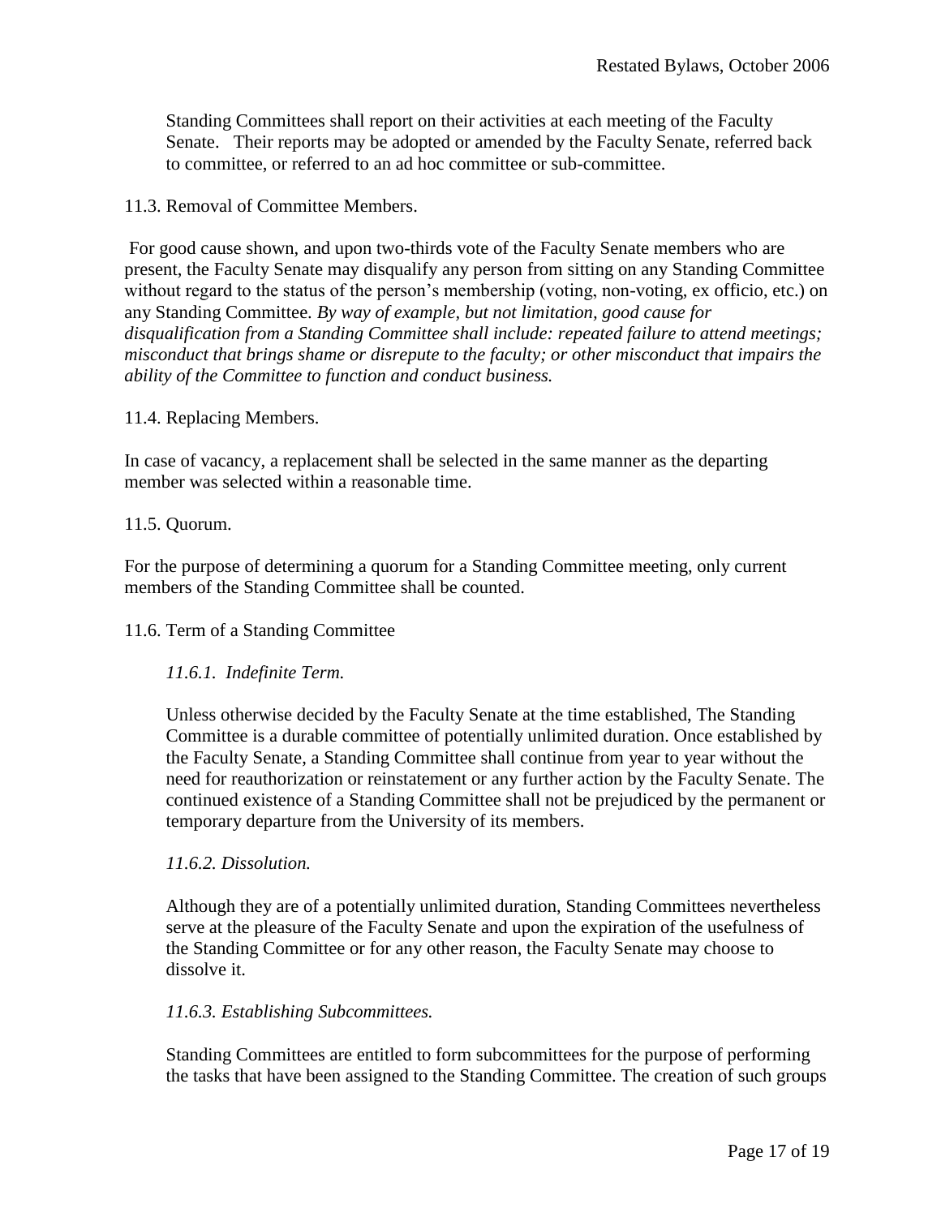Standing Committees shall report on their activities at each meeting of the Faculty Senate. Their reports may be adopted or amended by the Faculty Senate, referred back to committee, or referred to an ad hoc committee or sub-committee.

11.3. Removal of Committee Members.

For good cause shown, and upon two-thirds vote of the Faculty Senate members who are present, the Faculty Senate may disqualify any person from sitting on any Standing Committee without regard to the status of the person's membership (voting, non-voting, ex officio, etc.) on any Standing Committee. *By way of example, but not limitation, good cause for disqualification from a Standing Committee shall include: repeated failure to attend meetings; misconduct that brings shame or disrepute to the faculty; or other misconduct that impairs the ability of the Committee to function and conduct business.*

11.4. Replacing Members.

In case of vacancy, a replacement shall be selected in the same manner as the departing member was selected within a reasonable time.

11.5. Quorum.

For the purpose of determining a quorum for a Standing Committee meeting, only current members of the Standing Committee shall be counted.

11.6. Term of a Standing Committee

*11.6.1. Indefinite Term.*

Unless otherwise decided by the Faculty Senate at the time established, The Standing Committee is a durable committee of potentially unlimited duration. Once established by the Faculty Senate, a Standing Committee shall continue from year to year without the need for reauthorization or reinstatement or any further action by the Faculty Senate. The continued existence of a Standing Committee shall not be prejudiced by the permanent or temporary departure from the University of its members.

*11.6.2. Dissolution.*

Although they are of a potentially unlimited duration, Standing Committees nevertheless serve at the pleasure of the Faculty Senate and upon the expiration of the usefulness of the Standing Committee or for any other reason, the Faculty Senate may choose to dissolve it.

*11.6.3. Establishing Subcommittees.*

Standing Committees are entitled to form subcommittees for the purpose of performing the tasks that have been assigned to the Standing Committee. The creation of such groups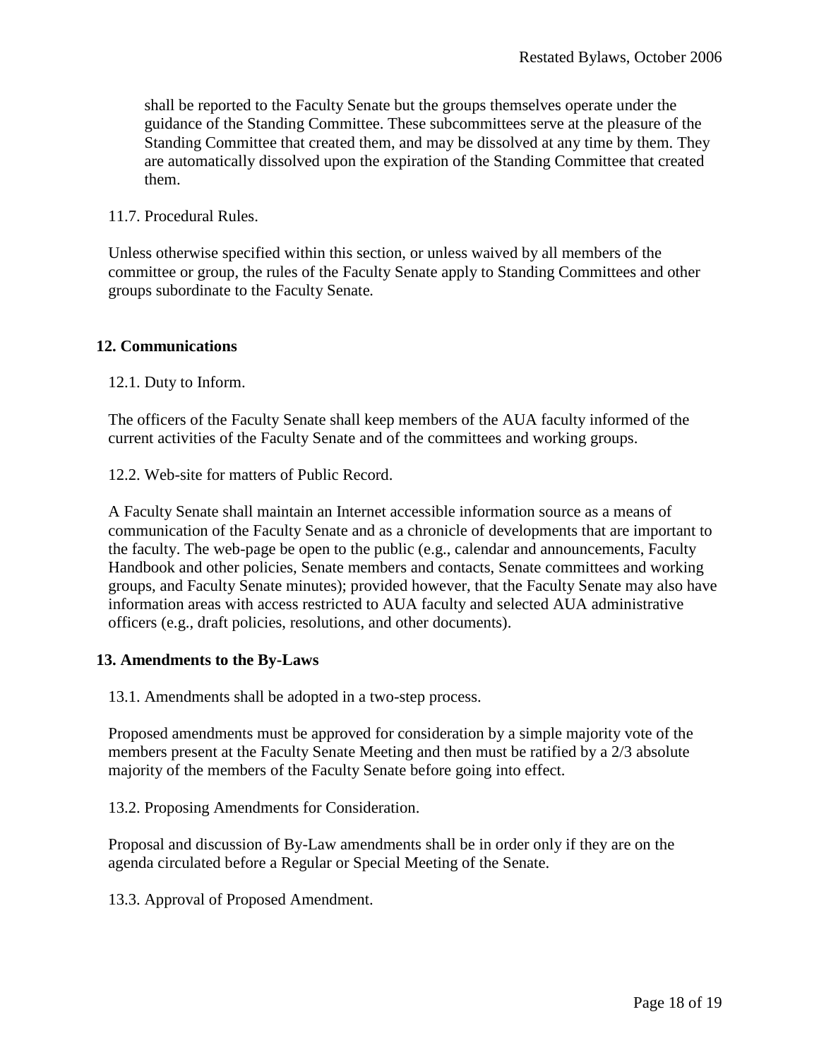shall be reported to the Faculty Senate but the groups themselves operate under the guidance of the Standing Committee. These subcommittees serve at the pleasure of the Standing Committee that created them, and may be dissolved at any time by them. They are automatically dissolved upon the expiration of the Standing Committee that created them.

11.7. Procedural Rules.

Unless otherwise specified within this section, or unless waived by all members of the committee or group, the rules of the Faculty Senate apply to Standing Committees and other groups subordinate to the Faculty Senate.

## 12. Communications

12.1. Duty to Inform.

The officers of the Faculty Senate shall keep members of the AUA faculty informed of the current activities of the Faculty Senate and of the committees and working groups.

12.2. Web-site for matters of Public Record.

A Faculty Senate shall maintain an Internet accessible information source as a means of communication of the Faculty Senate and as a chronicle of developments that are important to the faculty. The web-page be open to the public (e.g., calendar and announcements, Faculty Handbook and other policies, Senate members and contacts, Senate committees and working groups, and Faculty Senate minutes); provided however, that the Faculty Senate may also have information areas with access restricted to AUA faculty and selected AUA administrative officers (e.g., draft policies, resolutions, and other documents).

## 13. Amendments to the By-Laws

13.1. Amendments shall be adopted in a two-step process.

Proposed amendments must be approved for consideration by a simple majority vote of the members present at the Faculty Senate Meeting and then must be ratified by a 2/3 absolute majority of the members of the Faculty Senate before going into effect.

13.2. Proposing Amendments for Consideration.

Proposal and discussion of By-Law amendments shall be in order only if they are on the agenda circulated before a Regular or Special Meeting of the Senate.

13.3. Approval of Proposed Amendment.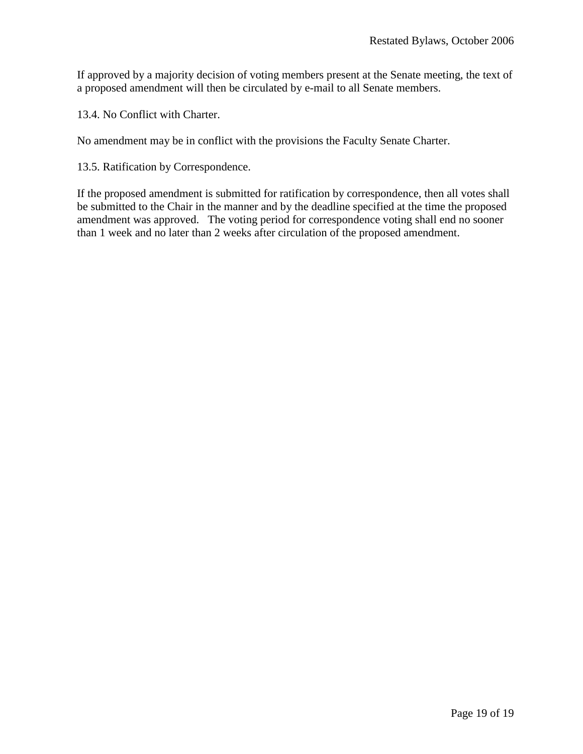If approved by a majority decision of voting members present at the Senate meeting, the text of a proposed amendment will then be circulated by e-mail to all Senate members.

13.4. No Conflict with Charter.

No amendment may be in conflict with the provisions the Faculty Senate Charter.

13.5. Ratification by Correspondence.

If the proposed amendment is submitted for ratification by correspondence, then all votes shall be submitted to the Chair in the manner and by the deadline specified at the time the proposed amendment was approved. The voting period for correspondence voting shall end no sooner than 1 week and no later than 2 weeks after circulation of the proposed amendment.